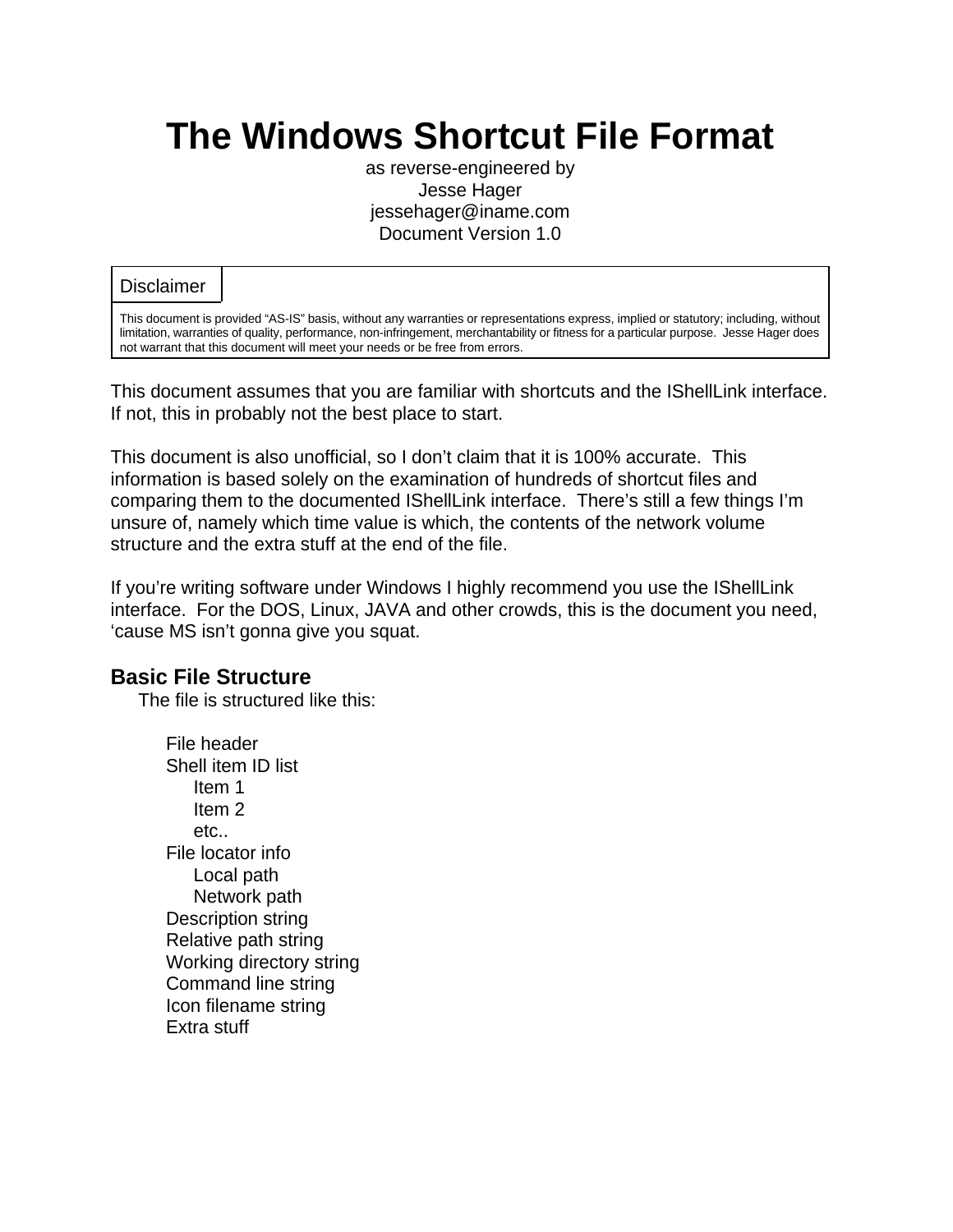# The Windows Shortcut File Format

as reverse-engineered by
Jesse Hager
jessehager@iname.com
Document Version 1.0

| Disclaimer |
|---|
| This document is provided "AS-IS" basis, without any warranties or representations express, implied or statutory; including, without limitation, warranties of quality, performance, non-infringement, merchantability or fitness for a particular purpose. Jesse Hager does not warrant that this document will meet your needs or be free from errors. |

This document assumes that you are familiar with shortcuts and the IShellLink interface. If not, this in probably not the best place to start.

This document is also unofficial, so I don't claim that it is 100% accurate. This information is based solely on the examination of hundreds of shortcut files and comparing them to the documented IShellLink interface. There's still a few things I'm unsure of, namely which time value is which, the contents of the network volume structure and the extra stuff at the end of the file.

If you're writing software under Windows I highly recommend you use the IShellLink interface. For the DOS, Linux, JAVA and other crowds, this is the document you need, 'cause MS isn't gonna give you squat.

## Basic File Structure

The file is structured like this:

- File header
- Shell item ID list
  - Item 1
  - Item 2
  - etc..
- File locator info
  - Local path
  - Network path
- Description string
- Relative path string
- Working directory string
- Command line string
- Icon filename string
- Extra stuff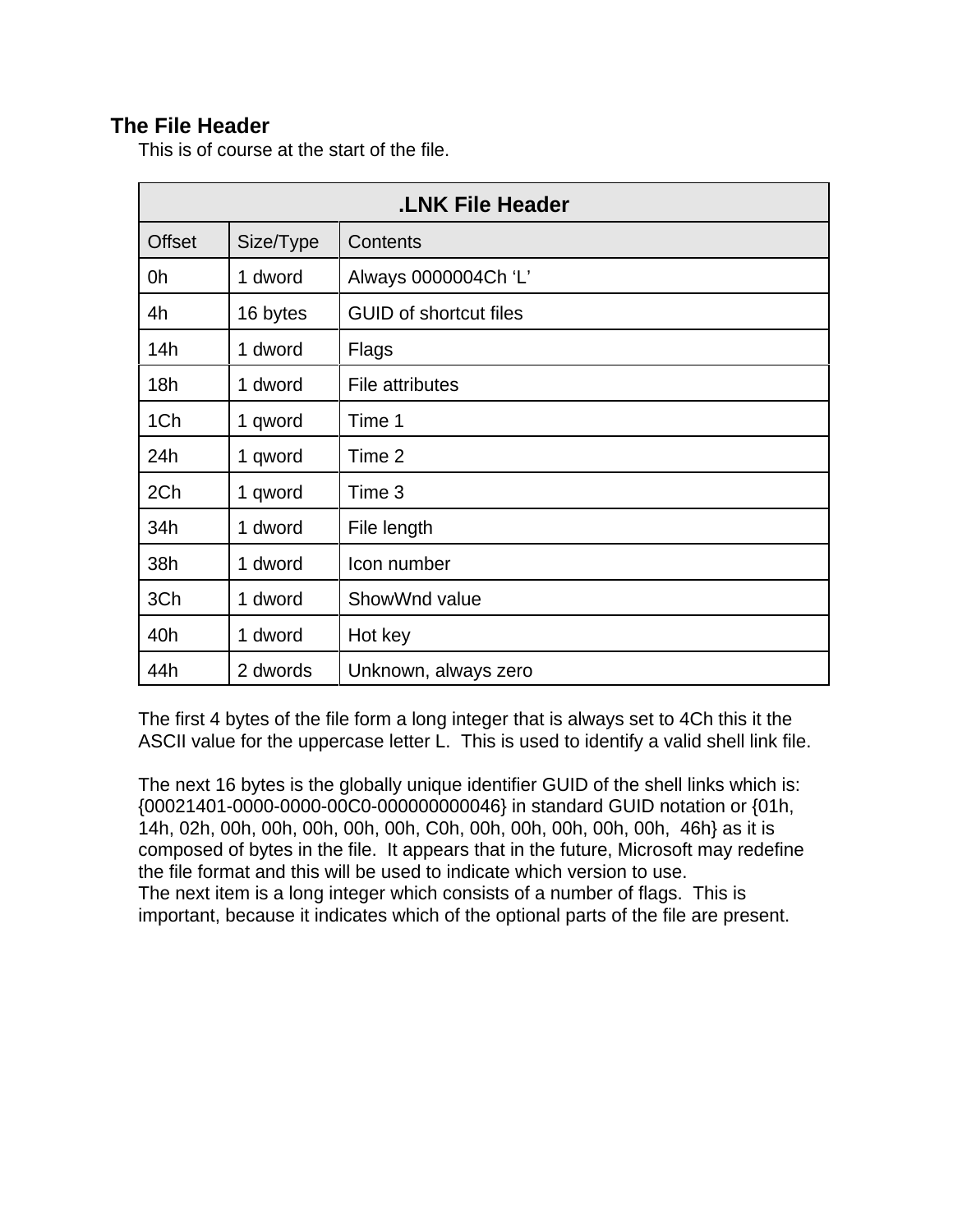## The File Header

This is of course at the start of the file.

| .LNK File Header | | |
|---|---|---|
| Offset | Size/Type | Contents |
| 0h | 1 dword | Always 0000004Ch ‘L’ |
| 4h | 16 bytes | GUID of shortcut files |
| 14h | 1 dword | Flags |
| 18h | 1 dword | File attributes |
| 1Ch | 1 qword | Time 1 |
| 24h | 1 qword | Time 2 |
| 2Ch | 1 qword | Time 3 |
| 34h | 1 dword | File length |
| 38h | 1 dword | Icon number |
| 3Ch | 1 dword | ShowWnd value |
| 40h | 1 dword | Hot key |
| 44h | 2 dwords | Unknown, always zero |

The first 4 bytes of the file form a long integer that is always set to 4Ch this it the ASCII value for the uppercase letter L. This is used to identify a valid shell link file.

The next 16 bytes is the globally unique identifier GUID of the shell links which is: {00021401-0000-0000-00C0-000000000046} in standard GUID notation or {01h, 14h, 02h, 00h, 00h, 00h, 00h, 00h, C0h, 00h, 00h, 00h, 00h, 00h, 46h} as it is composed of bytes in the file. It appears that in the future, Microsoft may redefine the file format and this will be used to indicate which version to use.
The next item is a long integer which consists of a number of flags. This is important, because it indicates which of the optional parts of the file are present.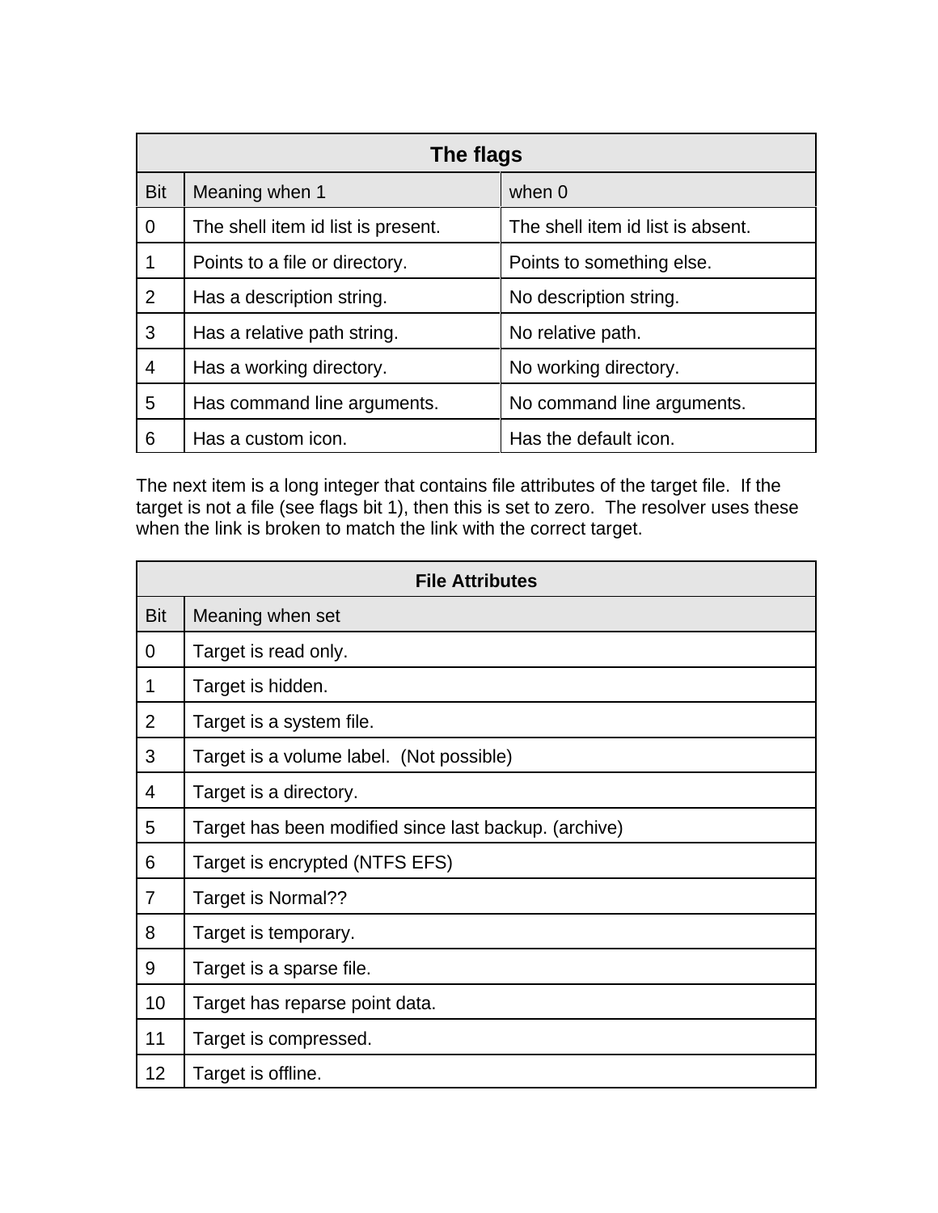| The flags | | |
|---|---|---|
| Bit | Meaning when 1 | when 0 |
| 0 | The shell item id list is present. | The shell item id list is absent. |
| 1 | Points to a file or directory. | Points to something else. |
| 2 | Has a description string. | No description string. |
| 3 | Has a relative path string. | No relative path. |
| 4 | Has a working directory. | No working directory. |
| 5 | Has command line arguments. | No command line arguments. |
| 6 | Has a custom icon. | Has the default icon. |

The next item is a long integer that contains file attributes of the target file. If the target is not a file (see flags bit 1), then this is set to zero. The resolver uses these when the link is broken to match the link with the correct target.

| File Attributes | |
|---|---|
| Bit | Meaning when set |
| 0 | Target is read only. |
| 1 | Target is hidden. |
| 2 | Target is a system file. |
| 3 | Target is a volume label. (Not possible) |
| 4 | Target is a directory. |
| 5 | Target has been modified since last backup. (archive) |
| 6 | Target is encrypted (NTFS EFS) |
| 7 | Target is Normal?? |
| 8 | Target is temporary. |
| 9 | Target is a sparse file. |
| 10 | Target has reparse point data. |
| 11 | Target is compressed. |
| 12 | Target is offline. |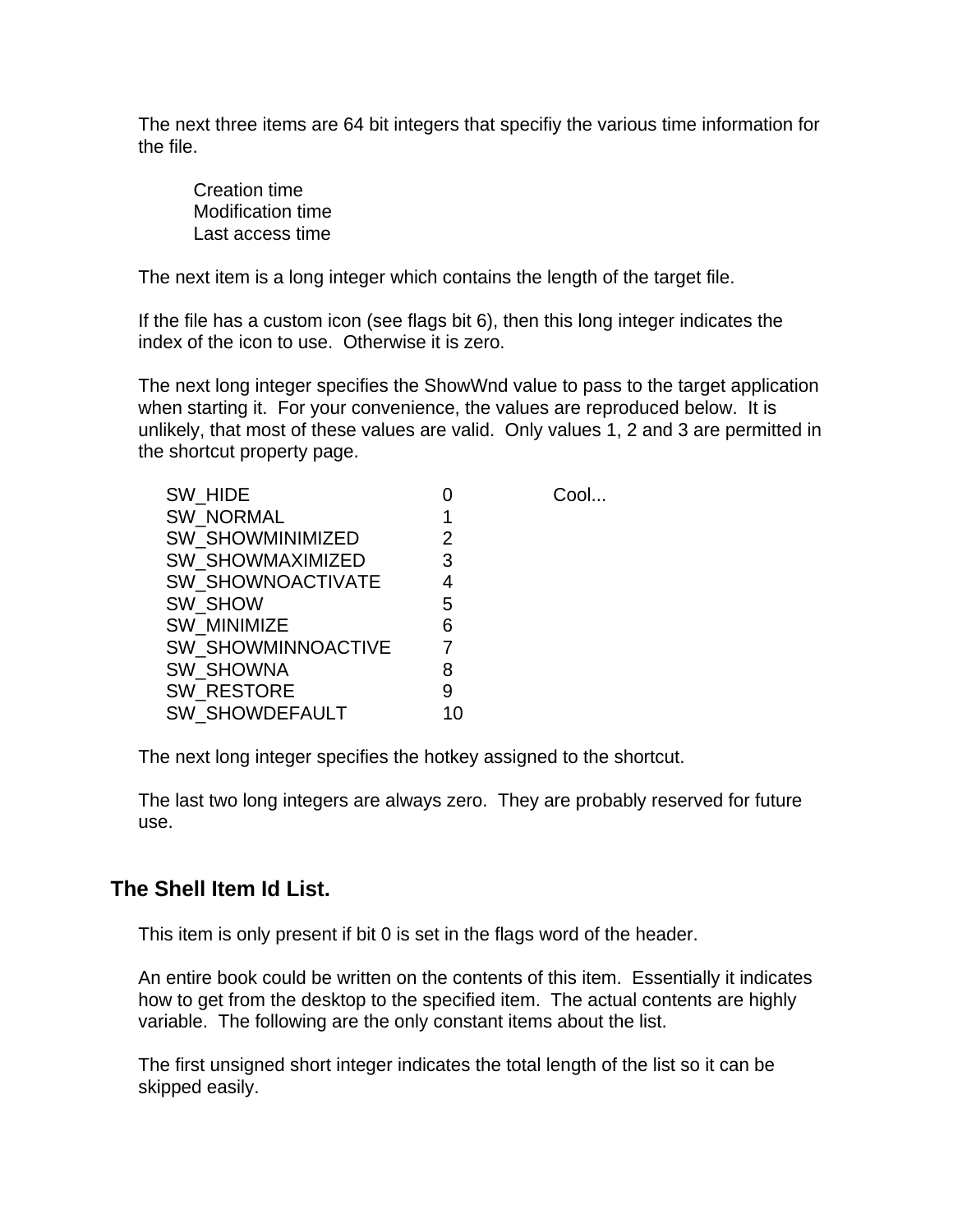The next three items are 64 bit integers that specifiy the various time information for the file.

Creation time
Modification time
Last access time

The next item is a long integer which contains the length of the target file.

If the file has a custom icon (see flags bit 6), then this long integer indicates the index of the icon to use. Otherwise it is zero.

The next long integer specifies the ShowWnd value to pass to the target application when starting it. For your convenience, the values are reproduced below. It is unlikely, that most of these values are valid. Only values 1, 2 and 3 are permitted in the shortcut property page.

| | | |
|---|---|---|
| SW_HIDE | 0 | Cool... |
| SW_NORMAL | 1 | |
| SW_SHOWMINIMIZED | 2 | |
| SW_SHOWMAXIMIZED | 3 | |
| SW_SHOWNOACTIVATE | 4 | |
| SW_SHOW | 5 | |
| SW_MINIMIZE | 6 | |
| SW_SHOWMINNOACTIVE | 7 | |
| SW_SHOWNA | 8 | |
| SW_RESTORE | 9 | |
| SW_SHOWDEFAULT | 10 | |

The next long integer specifies the hotkey assigned to the shortcut.

The last two long integers are always zero. They are probably reserved for future use.

## The Shell Item Id List.

This item is only present if bit 0 is set in the flags word of the header.

An entire book could be written on the contents of this item. Essentially it indicates how to get from the desktop to the specified item. The actual contents are highly variable. The following are the only constant items about the list.

The first unsigned short integer indicates the total length of the list so it can be skipped easily.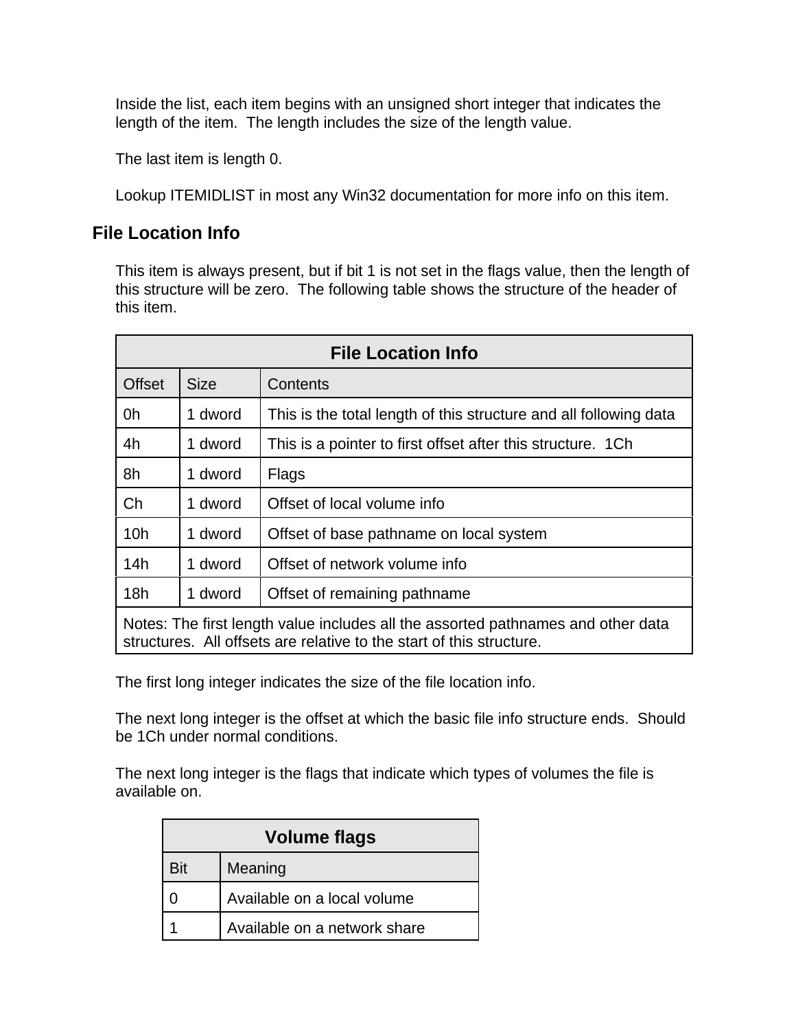Inside the list, each item begins with an unsigned short integer that indicates the length of the item. The length includes the size of the length value.

The last item is length 0.

Lookup ITEMIDLIST in most any Win32 documentation for more info on this item.

## File Location Info

This item is always present, but if bit 1 is not set in the flags value, then the length of this structure will be zero. The following table shows the structure of the header of this item.

| File Location Info | | |
|---|---|---|
| Offset | Size | Contents |
| 0h | 1 dword | This is the total length of this structure and all following data |
| 4h | 1 dword | This is a pointer to first offset after this structure. 1Ch |
| 8h | 1 dword | Flags |
| Ch | 1 dword | Offset of local volume info |
| 10h | 1 dword | Offset of base pathname on local system |
| 14h | 1 dword | Offset of network volume info |
| 18h | 1 dword | Offset of remaining pathname |
| Notes: The first length value includes all the assorted pathnames and other data structures. All offsets are relative to the start of this structure. | | |

The first long integer indicates the size of the file location info.

The next long integer is the offset at which the basic file info structure ends. Should be 1Ch under normal conditions.

The next long integer is the flags that indicate which types of volumes the file is available on.

| Volume flags | |
|---|---|
| Bit | Meaning |
| 0 | Available on a local volume |
| 1 | Available on a network share |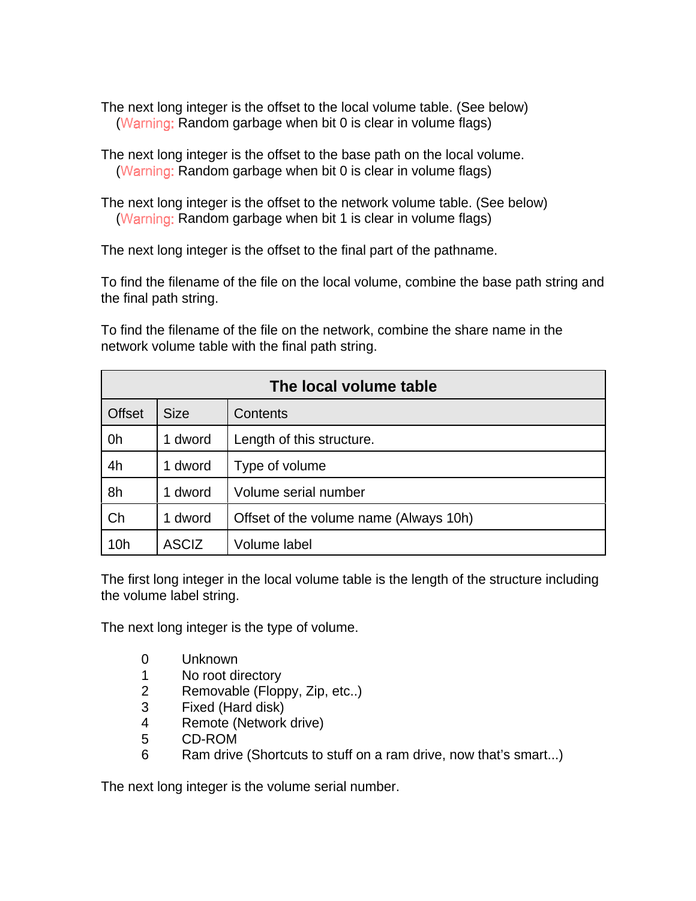The next long integer is the offset to the local volume table. (See below)
(Warning: Random garbage when bit 0 is clear in volume flags)

The next long integer is the offset to the base path on the local volume.
(Warning: Random garbage when bit 0 is clear in volume flags)

The next long integer is the offset to the network volume table. (See below)
(Warning: Random garbage when bit 1 is clear in volume flags)

The next long integer is the offset to the final part of the pathname.

To find the filename of the file on the local volume, combine the base path string and the final path string.

To find the filename of the file on the network, combine the share name in the network volume table with the final path string.

| **The local volume table** | | |
|---|---|---|
| Offset | Size | Contents |
| 0h | 1 dword | Length of this structure. |
| 4h | 1 dword | Type of volume |
| 8h | 1 dword | Volume serial number |
| Ch | 1 dword | Offset of the volume name (Always 10h) |
| 10h | ASCIZ | Volume label |

The first long integer in the local volume table is the length of the structure including the volume label string.

The next long integer is the type of volume.

0 Unknown
1 No root directory
2 Removable (Floppy, Zip, etc..)
3 Fixed (Hard disk)
4 Remote (Network drive)
5 CD-ROM
6 Ram drive (Shortcuts to stuff on a ram drive, now that's smart...)

The next long integer is the volume serial number.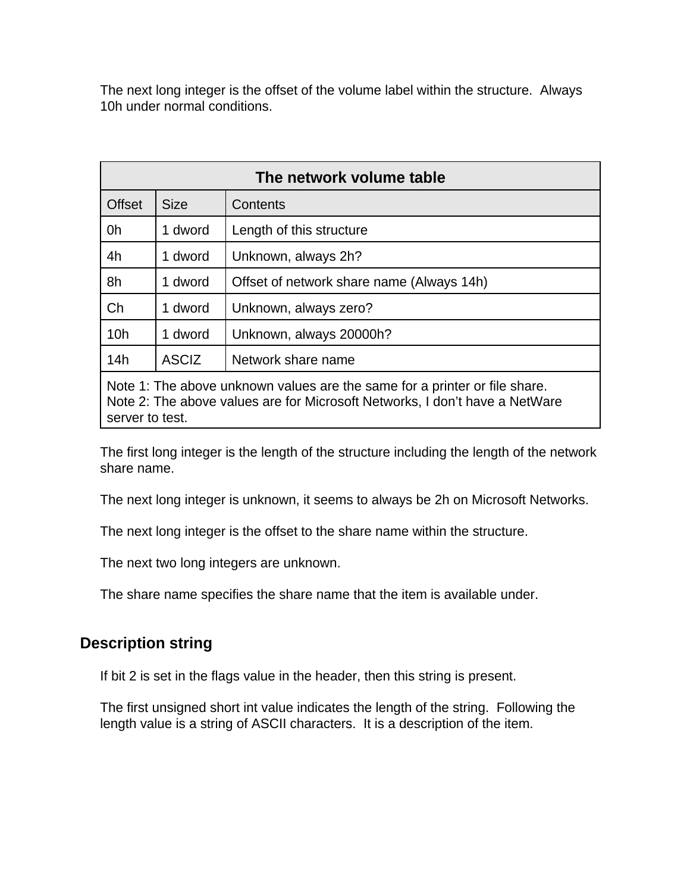The next long integer is the offset of the volume label within the structure. Always 10h under normal conditions.

| The network volume table | | |
|---|---|---|
| Offset | Size | Contents |
| 0h | 1 dword | Length of this structure |
| 4h | 1 dword | Unknown, always 2h? |
| 8h | 1 dword | Offset of network share name (Always 14h) |
| Ch | 1 dword | Unknown, always zero? |
| 10h | 1 dword | Unknown, always 20000h? |
| 14h | ASCIZ | Network share name |
| Note 1: The above unknown values are the same for a printer or file share. Note 2: The above values are for Microsoft Networks, I don’t have a NetWare server to test. | | |

The first long integer is the length of the structure including the length of the network share name.

The next long integer is unknown, it seems to always be 2h on Microsoft Networks.

The next long integer is the offset to the share name within the structure.

The next two long integers are unknown.

The share name specifies the share name that the item is available under.

## Description string

If bit 2 is set in the flags value in the header, then this string is present.

The first unsigned short int value indicates the length of the string. Following the length value is a string of ASCII characters. It is a description of the item.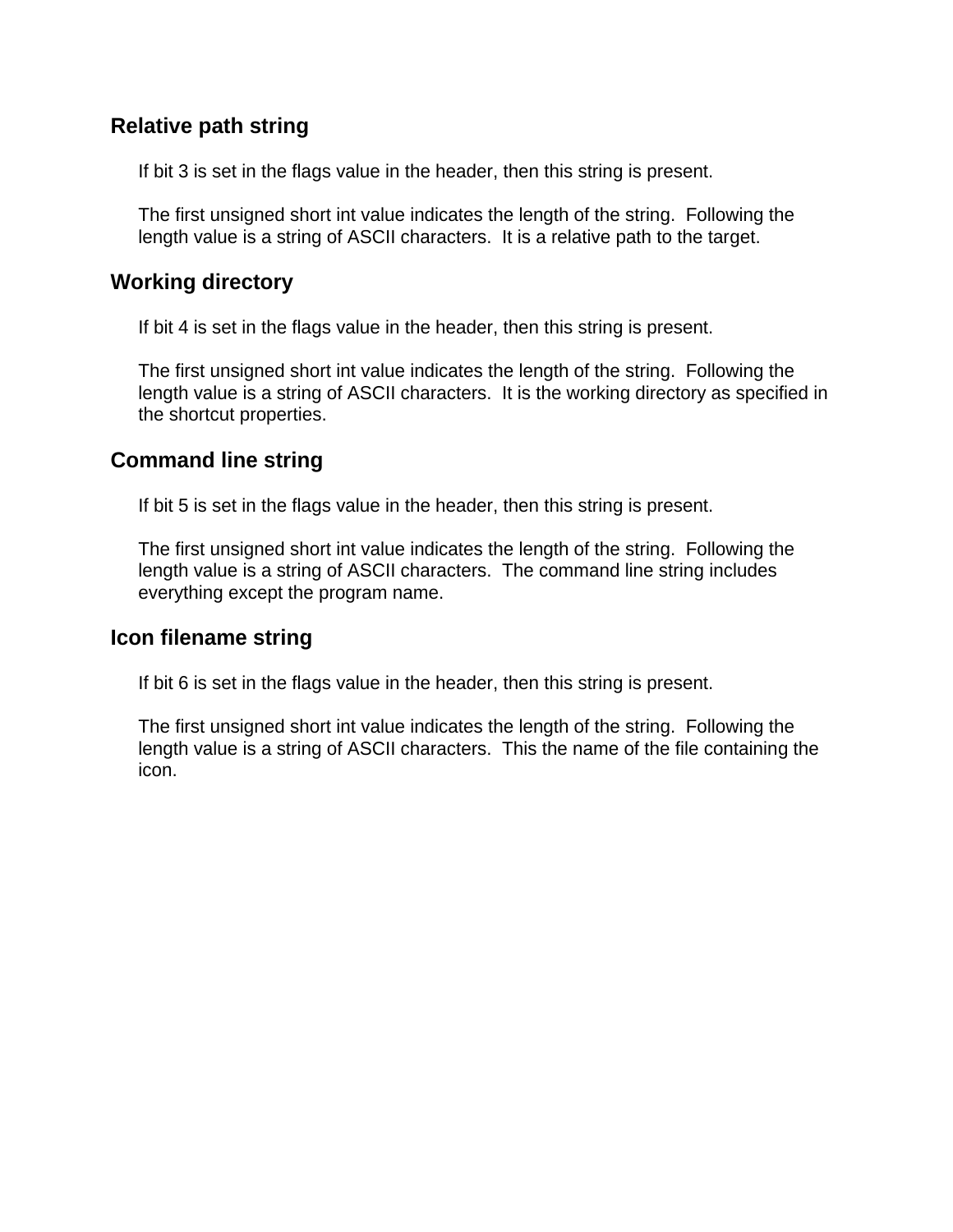## Relative path string

If bit 3 is set in the flags value in the header, then this string is present.

The first unsigned short int value indicates the length of the string.  Following the length value is a string of ASCII characters.  It is a relative path to the target.

## Working directory

If bit 4 is set in the flags value in the header, then this string is present.

The first unsigned short int value indicates the length of the string.  Following the length value is a string of ASCII characters.  It is the working directory as specified in the shortcut properties.

## Command line string

If bit 5 is set in the flags value in the header, then this string is present.

The first unsigned short int value indicates the length of the string.  Following the length value is a string of ASCII characters.  The command line string includes everything except the program name.

## Icon filename string

If bit 6 is set in the flags value in the header, then this string is present.

The first unsigned short int value indicates the length of the string.  Following the length value is a string of ASCII characters.  This the name of the file containing the icon.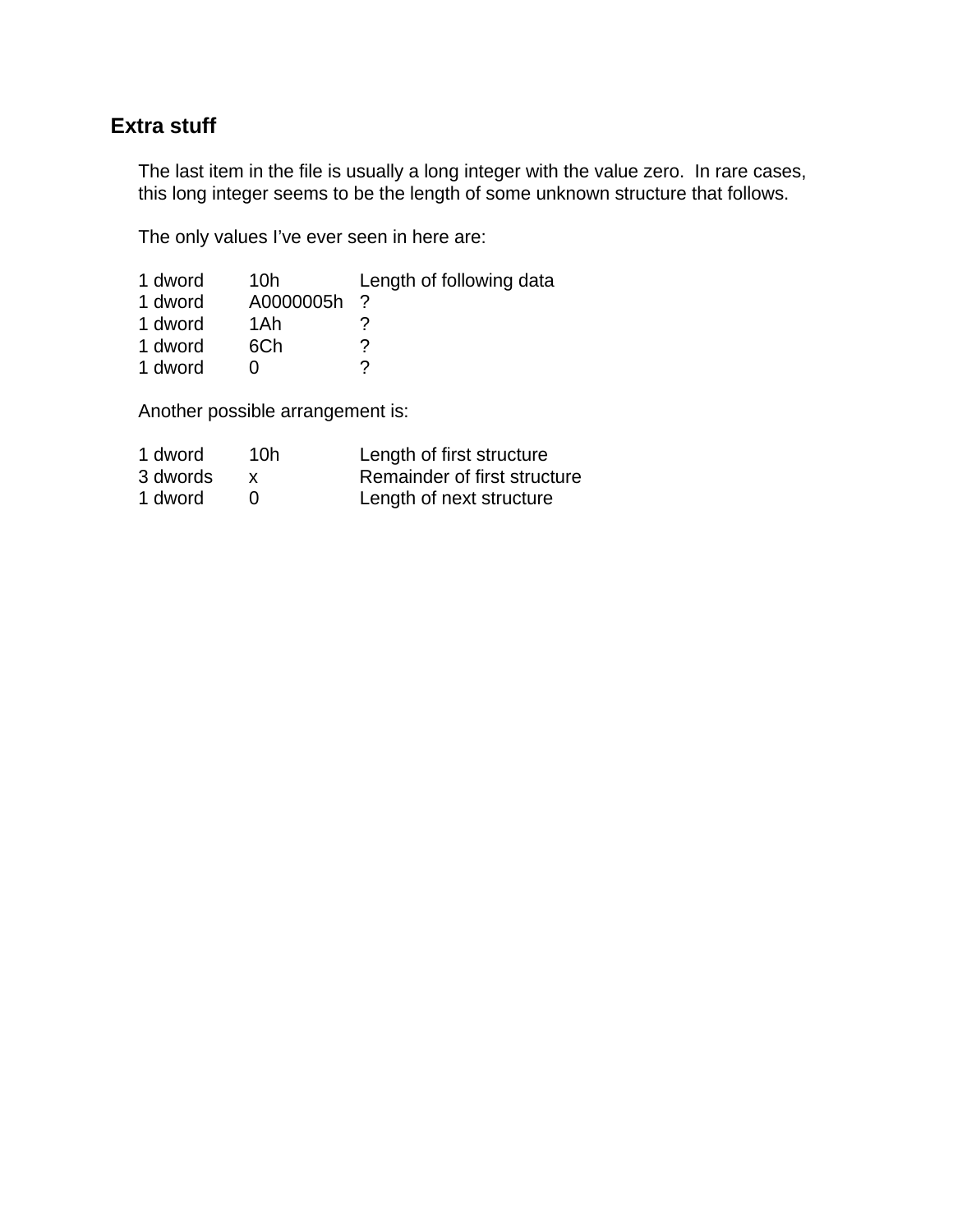## Extra stuff

The last item in the file is usually a long integer with the value zero. In rare cases, this long integer seems to be the length of some unknown structure that follows.

The only values I’ve ever seen in here are:

| | | |
|---|---|---|
| 1 dword | 10h | Length of following data |
| 1 dword | A0000005h | ? |
| 1 dword | 1Ah | ? |
| 1 dword | 6Ch | ? |
| 1 dword | 0 | ? |

Another possible arrangement is:

| | | |
|---|---|---|
| 1 dword | 10h | Length of first structure |
| 3 dwords | x | Remainder of first structure |
| 1 dword | 0 | Length of next structure |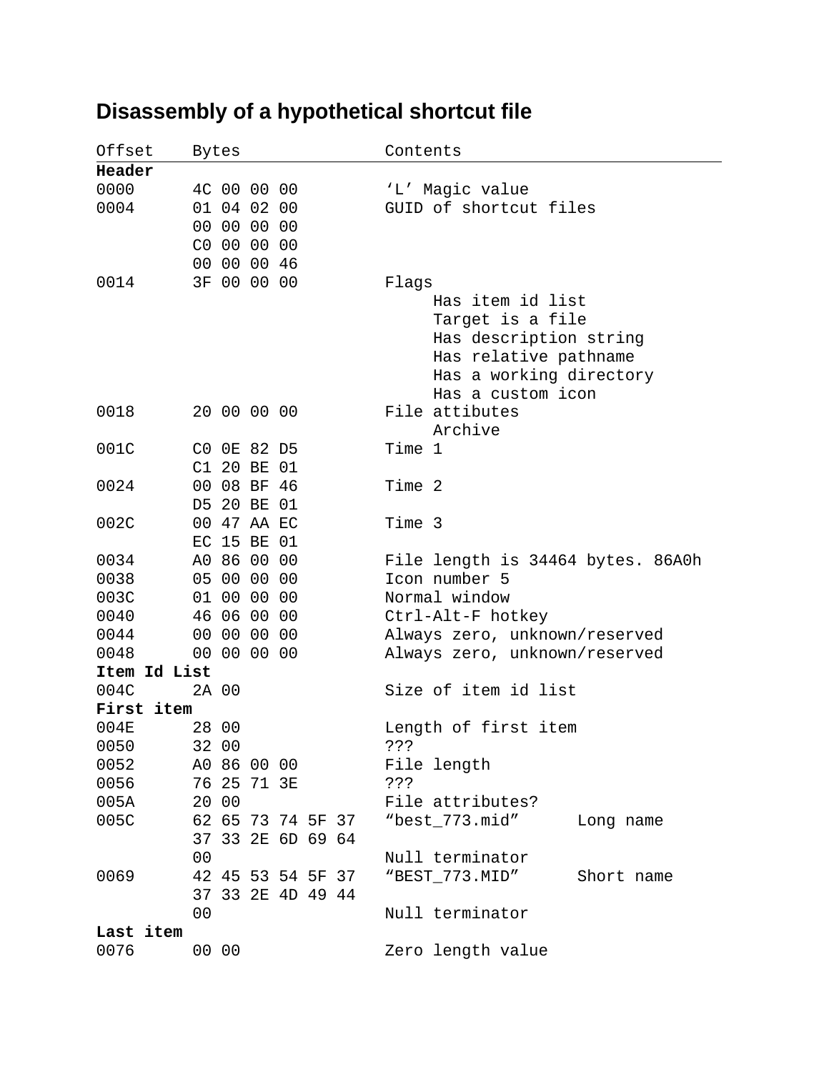# Disassembly of a hypothetical shortcut file

| Offset | Bytes | Contents |
|---|---|---|
| **Header** | | |
| 0000 | 4C 00 00 00 | ‘L’ Magic value |
| 0004 | 01 04 02 00 | GUID of shortcut files |
| | 00 00 00 00 | |
| | C0 00 00 00 | |
| | 00 00 00 46 | |
| 0014 | 3F 00 00 00 | Flags |
| | | Has item id list |
| | | Target is a file |
| | | Has description string |
| | | Has relative pathname |
| | | Has a working directory |
| | | Has a custom icon |
| 0018 | 20 00 00 00 | File attibutes |
| | | Archive |
| 001C | C0 0E 82 D5 | Time 1 |
| | C1 20 BE 01 | |
| 0024 | 00 08 BF 46 | Time 2 |
| | D5 20 BE 01 | |
| 002C | 00 47 AA EC | Time 3 |
| | EC 15 BE 01 | |
| 0034 | A0 86 00 00 | File length is 34464 bytes. 86A0h |
| 0038 | 05 00 00 00 | Icon number 5 |
| 003C | 01 00 00 00 | Normal window |
| 0040 | 46 06 00 00 | Ctrl-Alt-F hotkey |
| 0044 | 00 00 00 00 | Always zero, unknown/reserved |
| 0048 | 00 00 00 00 | Always zero, unknown/reserved |
| **Item Id List** | | |
| 004C | 2A 00 | Size of item id list |
| **First item** | | |
| 004E | 28 00 | Length of first item |
| 0050 | 32 00 | ??? |
| 0052 | A0 86 00 00 | File length |
| 0056 | 76 25 71 3E | ??? |
| 005A | 20 00 | File attributes? |
| 005C | 62 65 73 74 5F 37 | “best_773.mid” Long name |
| | 37 33 2E 6D 69 64 | |
| | 00 | Null terminator |
| 0069 | 42 45 53 54 5F 37 | “BEST_773.MID” Short name |
| | 37 33 2E 4D 49 44 | |
| | 00 | Null terminator |
| **Last item** | | |
| 0076 | 00 00 | Zero length value |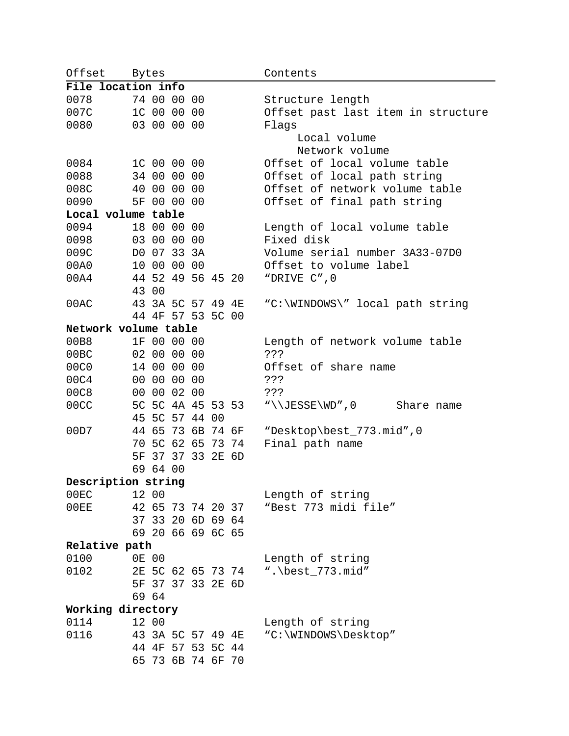| Offset | Bytes | Contents |
|---|---|---|
| **File location info** | | |
| 0078 | 74 00 00 00 | Structure length |
| 007C | 1C 00 00 00 | Offset past last item in structure |
| 0080 | 03 00 00 00 | Flags |
| | | Local volume |
| | | Network volume |
| 0084 | 1C 00 00 00 | Offset of local volume table |
| 0088 | 34 00 00 00 | Offset of local path string |
| 008C | 40 00 00 00 | Offset of network volume table |
| 0090 | 5F 00 00 00 | Offset of final path string |
| **Local volume table** | | |
| 0094 | 18 00 00 00 | Length of local volume table |
| 0098 | 03 00 00 00 | Fixed disk |
| 009C | D0 07 33 3A | Volume serial number 3A33-07D0 |
| 00A0 | 10 00 00 00 | Offset to volume label |
| 00A4 | 44 52 49 56 45 20 43 00 | "DRIVE C",0 |
| 00AC | 43 3A 5C 57 49 4E 44 4F 57 53 5C 00 | "C:\WINDOWS\" local path string |
| **Network volume table** | | |
| 00B8 | 1F 00 00 00 | Length of network volume table |
| 00BC | 02 00 00 00 | ??? |
| 00C0 | 14 00 00 00 | Offset of share name |
| 00C4 | 00 00 00 00 | ??? |
| 00C8 | 00 00 02 00 | ??? |
| 00CC | 5C 5C 4A 45 53 53 45 5C 57 44 00 | "\\JESSE\WD",0 Share name |
| 00D7 | 44 65 73 6B 74 6F 70 5C 62 65 73 74 5F 37 37 33 2E 6D 69 64 00 | "Desktop\best_773.mid",0 Final path name |
| **Description string** | | |
| 00EC | 12 00 | Length of string |
| 00EE | 42 65 73 74 20 37 37 33 20 6D 69 64 69 20 66 69 6C 65 | "Best 773 midi file" |
| **Relative path** | | |
| 0100 | 0E 00 | Length of string |
| 0102 | 2E 5C 62 65 73 74 5F 37 37 33 2E 6D 69 64 | ".\best_773.mid" |
| **Working directory** | | |
| 0114 | 12 00 | Length of string |
| 0116 | 43 3A 5C 57 49 4E 44 4F 57 53 5C 44 65 73 6B 74 6F 70 | "C:\WINDOWS\Desktop" |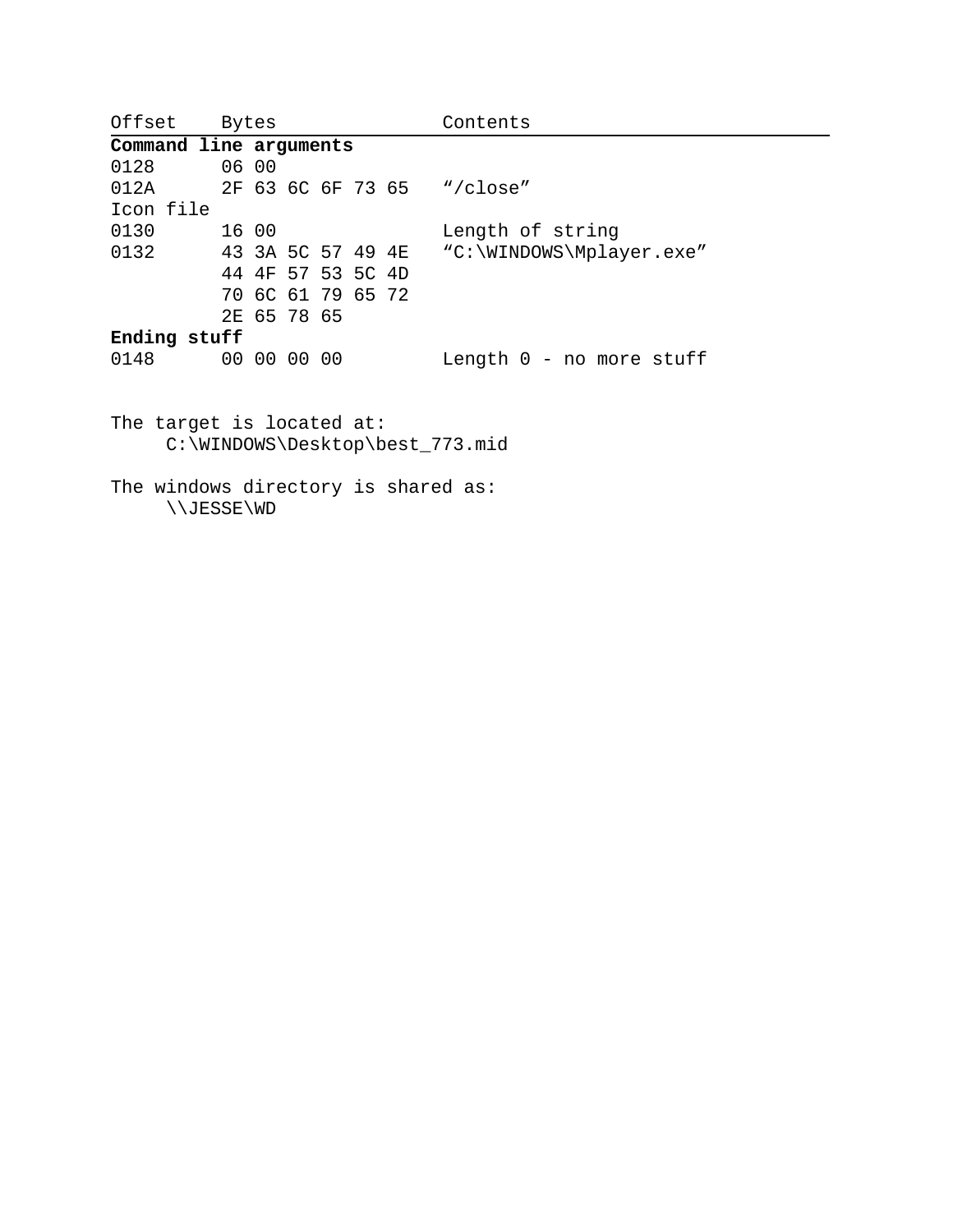| Offset | Bytes | Contents |
|---|---|---|
| **Command line arguments** | | |
| 0128 | 06 00 | |
| 012A | 2F 63 6C 6F 73 65 | “/close” |
| Icon file | | |
| 0130 | 16 00 | Length of string |
| 0132 | 43 3A 5C 57 49 4E<br>44 4F 57 53 5C 4D<br>70 6C 61 79 65 72<br>2E 65 78 65 | “C:\WINDOWS\Mplayer.exe” |
| **Ending stuff** | | |
| 0148 | 00 00 00 00 | Length 0 - no more stuff |

The target is located at:

C:\WINDOWS\Desktop\best_773.mid

The windows directory is shared as:

\\JESSE\WD